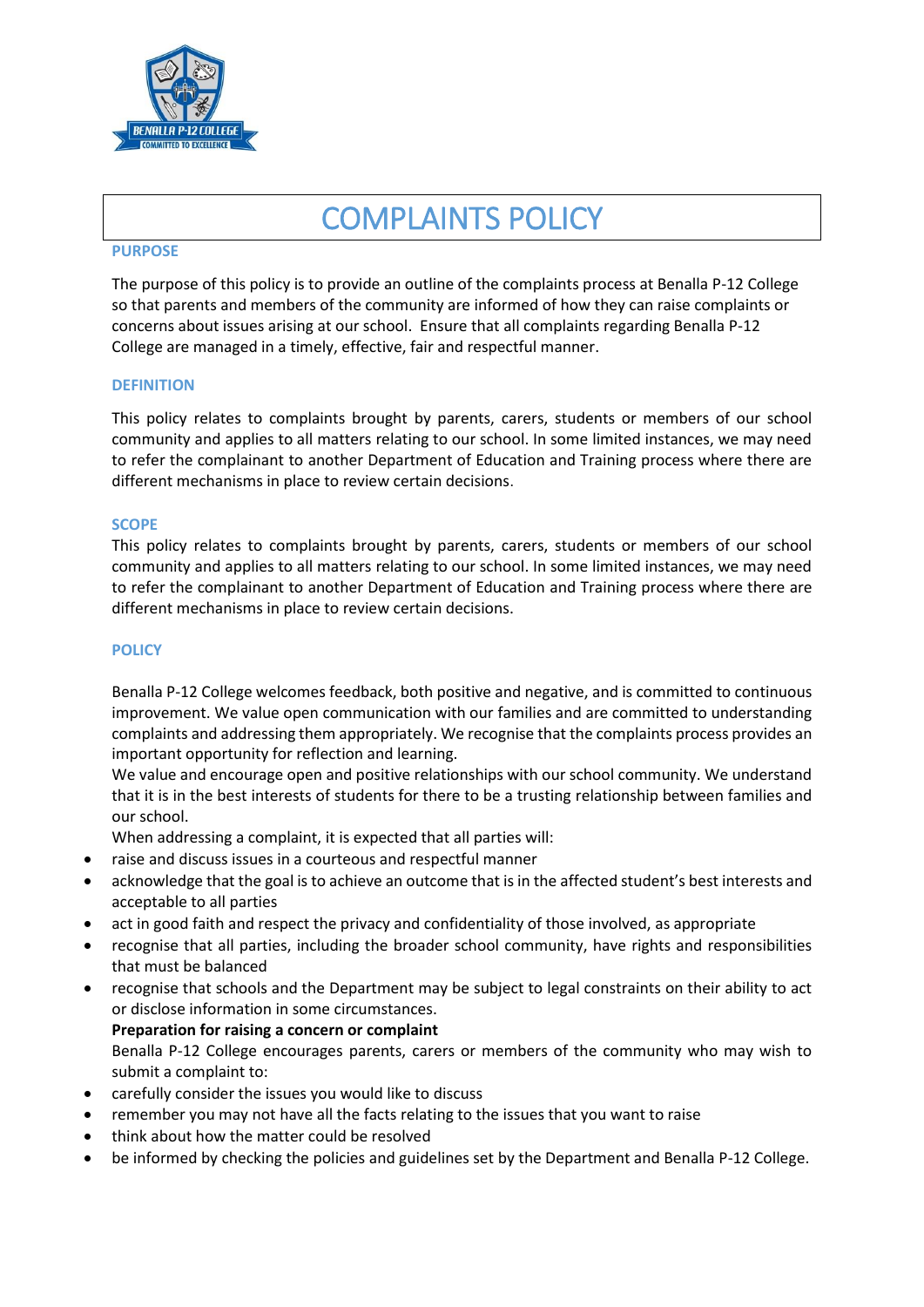# COMPLAINTS POLICY

## PURPOSE

The purpose of this policy is to provide an outline of the complaints process at Benalla P-12 College so that parents and members of the community are informed of how they can raise complaints or concerns about issues arising at our school. Ensure that all complaints regarding Benalla P-12 College are managed in a timely, effective, fair and respectful manner.

## DEFINITION

This policy relates to complaints brought by parents, carers, students or members of our school community and applies to all matters relating to our school. In some limited instances, we may need to refer the complainant to another Department of Education and Training process where there are different mechanisms in place to review certain decisions.

## SCOPE

This policy relates to complaints brought by parents, carers, students or members of our school community and applies to all matters relating to our school. In some limited instances, we may need to refer the complainant to another Department of Education and Training process where there are different mechanisms in place to review certain decisions.

## POLICY

Benalla P-12 College welcomes feedback, both positive and negative, and is committed to continuous improvement. We value open communication with our families and are committed to understanding complaints and addressing them appropriately. We recognise that the complaints process provides an important opportunity for reflection and learning.

We value and encourage open and positive relationships with our school community. We understand that it is in the best interests of students for there to be a trusting relationship between families and our school.

When addressing a complaint, it is expected that all parties will:

- raise and discuss issues in a courteous and respectful manner
- acknowledge that the goal is to achieve an outcome that is in the affected student's best interests and acceptable to all parties
- act in good faith and respect the privacy and confidentiality of those involved, as appropriate
- recognise that all parties, including the broader school community, have rights and responsibilities that must be balanced
- recognise that schools and the Department may be subject to legal constraints on their ability to act or disclose information in some circumstances.

**Preparation for raising a concern or complaint**

Benalla P-12 College encourages parents, carers or members of the community who may wish to submit a complaint to:

- carefully consider the issues you would like to discuss
- remember you may not have all the facts relating to the issues that you want to raise
- think about how the matter could be resolved
- be informed by checking the policies and guidelines set by the Department and Benalla P-12 College.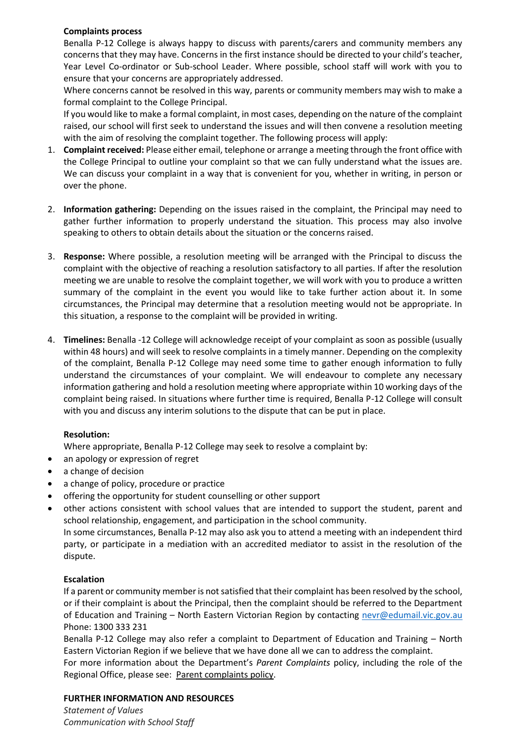**Complaints process**

Benalla P-12 College is always happy to discuss with parents/carers and community members any concerns that they may have. Concerns in the first instance should be directed to your child's teacher, Year Level Co-ordinator or Sub-school Leader. Where possible, school staff will work with you to ensure that your concerns are appropriately addressed.

Where concerns cannot be resolved in this way, parents or community members may wish to make a formal complaint to the College Principal.

If you would like to make a formal complaint, in most cases, depending on the nature of the complaint raised, our school will first seek to understand the issues and will then convene a resolution meeting with the aim of resolving the complaint together. The following process will apply:

1. **Complaint received:** Please either email, telephone or arrange a meeting through the front office with the College Principal to outline your complaint so that we can fully understand what the issues are. We can discuss your complaint in a way that is convenient for you, whether in writing, in person or over the phone.

2. **Information gathering:** Depending on the issues raised in the complaint, the Principal may need to gather further information to properly understand the situation. This process may also involve speaking to others to obtain details about the situation or the concerns raised.

3. **Response:** Where possible, a resolution meeting will be arranged with the Principal to discuss the complaint with the objective of reaching a resolution satisfactory to all parties. If after the resolution meeting we are unable to resolve the complaint together, we will work with you to produce a written summary of the complaint in the event you would like to take further action about it. In some circumstances, the Principal may determine that a resolution meeting would not be appropriate. In this situation, a response to the complaint will be provided in writing.

4. **Timelines:** Benalla -12 College will acknowledge receipt of your complaint as soon as possible (usually within 48 hours) and will seek to resolve complaints in a timely manner. Depending on the complexity of the complaint, Benalla P-12 College may need some time to gather enough information to fully understand the circumstances of your complaint. We will endeavour to complete any necessary information gathering and hold a resolution meeting where appropriate within 10 working days of the complaint being raised. In situations where further time is required, Benalla P-12 College will consult with you and discuss any interim solutions to the dispute that can be put in place.

**Resolution:**

Where appropriate, Benalla P-12 College may seek to resolve a complaint by:

- an apology or expression of regret
- a change of decision
- a change of policy, procedure or practice
- offering the opportunity for student counselling or other support
- other actions consistent with school values that are intended to support the student, parent and school relationship, engagement, and participation in the school community.

In some circumstances, Benalla P-12 may also ask you to attend a meeting with an independent third party, or participate in a mediation with an accredited mediator to assist in the resolution of the dispute.

**Escalation**

If a parent or community member is not satisfied that their complaint has been resolved by the school, or if their complaint is about the Principal, then the complaint should be referred to the Department of Education and Training – North Eastern Victorian Region by contacting nevr@edumail.vic.gov.au Phone: 1300 333 231

Benalla P-12 College may also refer a complaint to Department of Education and Training – North Eastern Victorian Region if we believe that we have done all we can to address the complaint.

For more information about the Department's *Parent Complaints* policy, including the role of the Regional Office, please see: Parent complaints policy.

**FURTHER INFORMATION AND RESOURCES**

*Statement of Values*
*Communication with School Staff*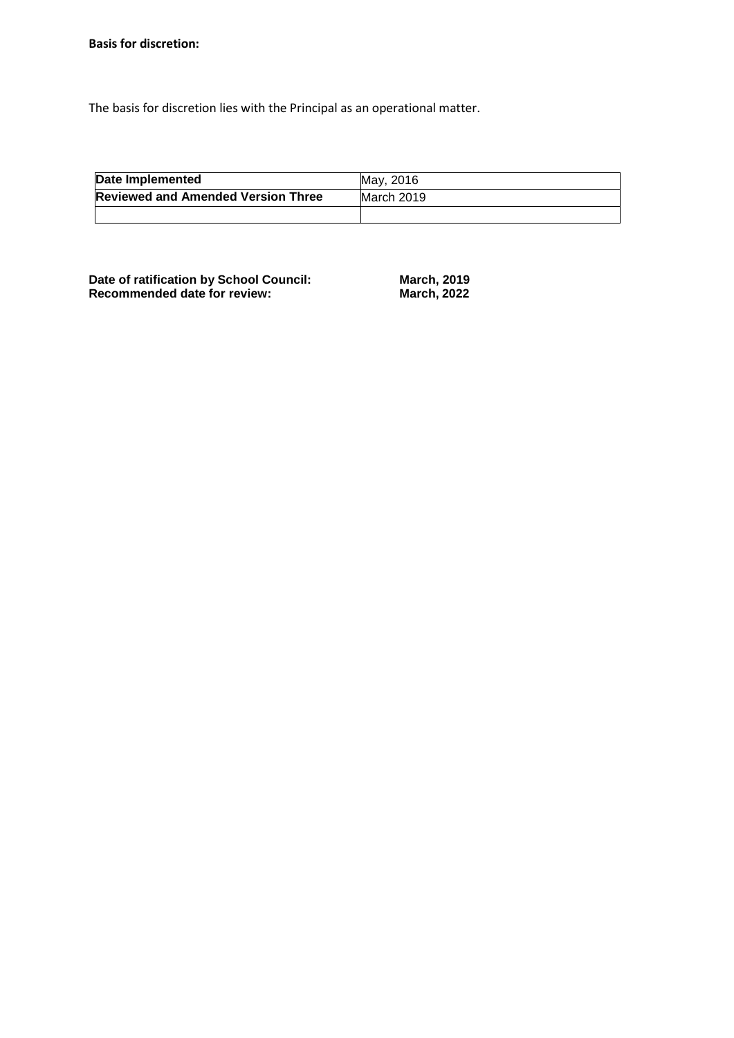**Basis for discretion:**

The basis for discretion lies with the Principal as an operational matter.

| | |
|---|---|
| **Date Implemented** | May, 2016 |
| **Reviewed and Amended Version Three** | March 2019 |
| | |

**Date of ratification by School Council:** **March, 2019**
**Recommended date for review:** **March, 2022**